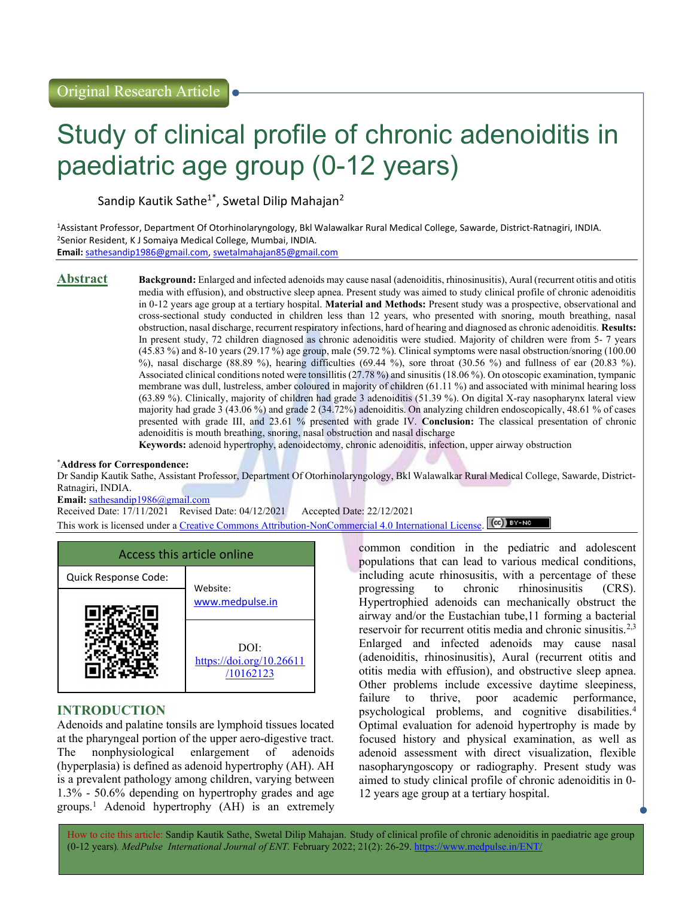Original Research Article

# Study of clinical profile of chronic adenoiditis in paediatric age group (0-12 years)

Sandip Kautik Sathe[1*], Swetal Dilip Mahajan[2]

[1]Assistant Professor, Department Of Otorhinolaryngology, Bkl Walawalkar Rural Medical College, Sawarde, District-Ratnagiri, INDIA.
[2]Senior Resident, K J Somaiya Medical College, Mumbai, INDIA.
**Email:** sathesandip1986@gmail.com, swetalmahajan85@gmail.com

## Abstract

**Background:** Enlarged and infected adenoids may cause nasal (adenoiditis, rhinosinusitis), Aural (recurrent otitis and otitis media with effusion), and obstructive sleep apnea. Present study was aimed to study clinical profile of chronic adenoiditis in 0-12 years age group at a tertiary hospital. **Material and Methods:** Present study was a prospective, observational and cross-sectional study conducted in children less than 12 years, who presented with snoring, mouth breathing, nasal obstruction, nasal discharge, recurrent respiratory infections, hard of hearing and diagnosed as chronic adenoiditis. **Results:** In present study, 72 children diagnosed as chronic adenoiditis were studied. Majority of children were from 5- 7 years (45.83 %) and 8-10 years (29.17 %) age group, male (59.72 %). Clinical symptoms were nasal obstruction/snoring (100.00 %), nasal discharge (88.89 %), hearing difficulties (69.44 %), sore throat (30.56 %) and fullness of ear (20.83 %). Associated clinical conditions noted were tonsillitis (27.78 %) and sinusitis (18.06 %). On otoscopic examination, tympanic membrane was dull, lustreless, amber coloured in majority of children (61.11 %) and associated with minimal hearing loss (63.89 %). Clinically, majority of children had grade 3 adenoiditis (51.39 %). On digital X-ray nasopharynx lateral view majority had grade 3 (43.06 %) and grade 2 (34.72%) adenoiditis. On analyzing children endoscopically, 48.61 % of cases presented with grade III, and 23.61 % presented with grade IV. **Conclusion:** The classical presentation of chronic adenoiditis is mouth breathing, snoring, nasal obstruction and nasal discharge

**Keywords:** adenoid hypertrophy, adenoidectomy, chronic adenoiditis, infection, upper airway obstruction

***Address for Correspondence:**
Dr Sandip Kautik Sathe, Assistant Professor, Department Of Otorhinolaryngology, Bkl Walawalkar Rural Medical College, Sawarde, District-Ratnagiri, INDIA.
**Email:** sathesandip1986@gmail.com
Received Date: 17/11/2021 Revised Date: 04/12/2021 Accepted Date: 22/12/2021
This work is licensed under a Creative Commons Attribution-NonCommercial 4.0 International License.

| Access this article online | |
|---|---|
| Quick Response Code: | Website: www.medpulse.in |
| | DOI: https://doi.org/10.26611/10162123 |

## INTRODUCTION

Adenoids and palatine tonsils are lymphoid tissues located at the pharyngeal portion of the upper aero-digestive tract. The nonphysiological enlargement of adenoids (hyperplasia) is defined as adenoid hypertrophy (AH). AH is a prevalent pathology among children, varying between 1.3% - 50.6% depending on hypertrophy grades and age groups.[1] Adenoid hypertrophy (AH) is an extremely common condition in the pediatric and adolescent populations that can lead to various medical conditions, including acute rhinosusitis, with a percentage of these progressing to chronic rhinosinusitis (CRS). Hypertrophied adenoids can mechanically obstruct the airway and/or the Eustachian tube,11 forming a bacterial reservoir for recurrent otitis media and chronic sinusitis.[2,3] Enlarged and infected adenoids may cause nasal (adenoiditis, rhinosinusitis), Aural (recurrent otitis and otitis media with effusion), and obstructive sleep apnea. Other problems include excessive daytime sleepiness, failure to thrive, poor academic performance, psychological problems, and cognitive disabilities.[4] Optimal evaluation for adenoid hypertrophy is made by focused history and physical examination, as well as adenoid assessment with direct visualization, flexible nasopharyngoscopy or radiography. Present study was aimed to study clinical profile of chronic adenoiditis in 0-12 years age group at a tertiary hospital.

How to cite this article: Sandip Kautik Sathe, Swetal Dilip Mahajan. Study of clinical profile of chronic adenoiditis in paediatric age group (0-12 years). *MedPulse International Journal of ENT.* February 2022; 21(2): 26-29. https://www.medpulse.in/ENT/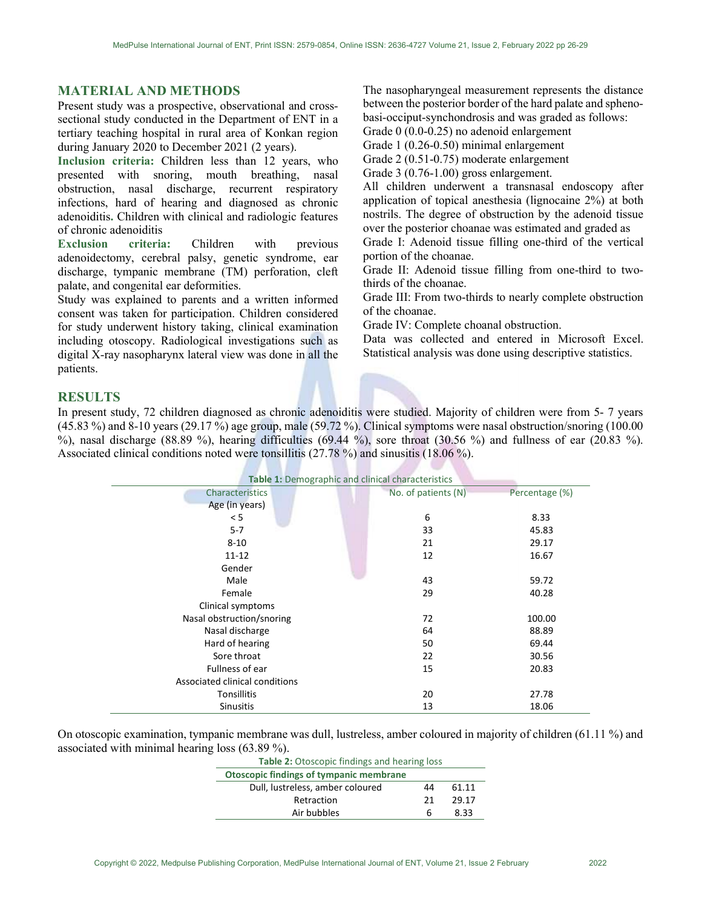## MATERIAL AND METHODS

Present study was a prospective, observational and cross-sectional study conducted in the Department of ENT in a tertiary teaching hospital in rural area of Konkan region during January 2020 to December 2021 (2 years).

**Inclusion criteria:** Children less than 12 years, who presented with snoring, mouth breathing, nasal obstruction, nasal discharge, recurrent respiratory infections, hard of hearing and diagnosed as chronic adenoiditis. Children with clinical and radiologic features of chronic adenoiditis

**Exclusion criteria:** Children with previous adenoidectomy, cerebral palsy, genetic syndrome, ear discharge, tympanic membrane (TM) perforation, cleft palate, and congenital ear deformities.

Study was explained to parents and a written informed consent was taken for participation. Children considered for study underwent history taking, clinical examination including otoscopy. Radiological investigations such as digital X-ray nasopharynx lateral view was done in all the patients.

The nasopharyngeal measurement represents the distance between the posterior border of the hard palate and spheno-basi-occiput-synchondrosis and was graded as follows:

Grade 0 (0.0-0.25) no adenoid enlargement
Grade 1 (0.26-0.50) minimal enlargement
Grade 2 (0.51-0.75) moderate enlargement
Grade 3 (0.76-1.00) gross enlargement.

All children underwent a transnasal endoscopy after application of topical anesthesia (lignocaine 2%) at both nostrils. The degree of obstruction by the adenoid tissue over the posterior choanae was estimated and graded as

Grade I: Adenoid tissue filling one-third of the vertical portion of the choanae.
Grade II: Adenoid tissue filling from one-third to two-thirds of the choanae.
Grade III: From two-thirds to nearly complete obstruction of the choanae.
Grade IV: Complete choanal obstruction.

Data was collected and entered in Microsoft Excel. Statistical analysis was done using descriptive statistics.

## RESULTS

In present study, 72 children diagnosed as chronic adenoiditis were studied. Majority of children were from 5- 7 years (45.83 %) and 8-10 years (29.17 %) age group, male (59.72 %). Clinical symptoms were nasal obstruction/snoring (100.00 %), nasal discharge (88.89 %), hearing difficulties (69.44 %), sore throat (30.56 %) and fullness of ear (20.83 %). Associated clinical conditions noted were tonsillitis (27.78 %) and sinusitis (18.06 %).

**Table 1:** Demographic and clinical characteristics

| Characteristics | No. of patients (N) | Percentage (%) |
|---|---|---|
| Age (in years) | | |
| < 5 | 6 | 8.33 |
| 5-7 | 33 | 45.83 |
| 8-10 | 21 | 29.17 |
| 11-12 | 12 | 16.67 |
| Gender | | |
| Male | 43 | 59.72 |
| Female | 29 | 40.28 |
| Clinical symptoms | | |
| Nasal obstruction/snoring | 72 | 100.00 |
| Nasal discharge | 64 | 88.89 |
| Hard of hearing | 50 | 69.44 |
| Sore throat | 22 | 30.56 |
| Fullness of ear | 15 | 20.83 |
| Associated clinical conditions | | |
| Tonsillitis | 20 | 27.78 |
| Sinusitis | 13 | 18.06 |

On otoscopic examination, tympanic membrane was dull, lustreless, amber coloured in majority of children (61.11 %) and associated with minimal hearing loss (63.89 %).

**Table 2:** Otoscopic findings and hearing loss

| Otoscopic findings of tympanic membrane | | |
|---|---|---|
| Dull, lustreless, amber coloured | 44 | 61.11 |
| Retraction | 21 | 29.17 |
| Air bubbles | 6 | 8.33 |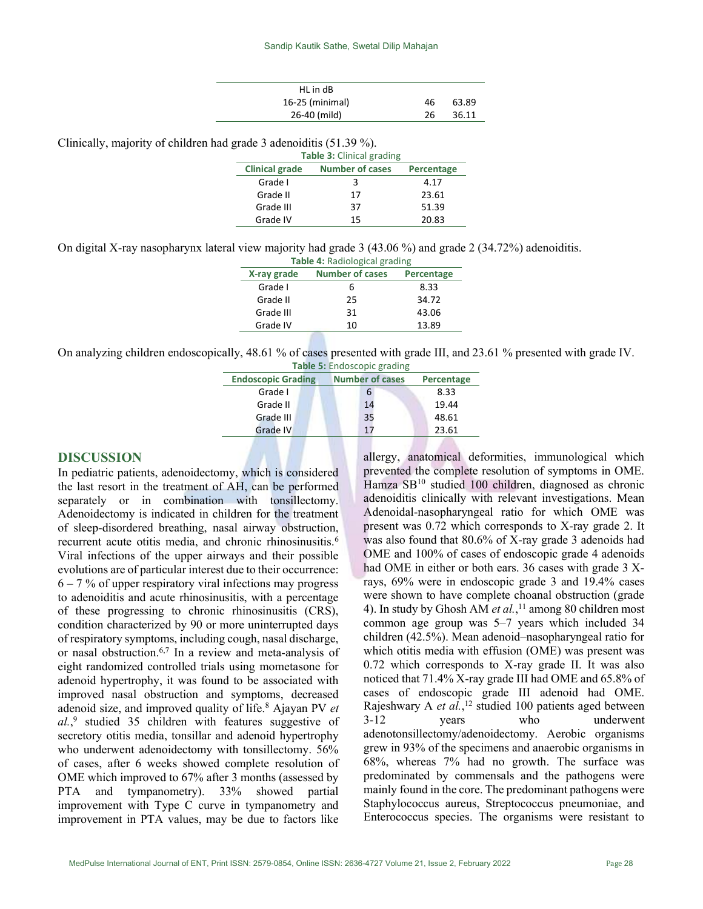| HL in dB | | |
|---|---|---|
| 16-25 (minimal) | 46 | 63.89 |
| 26-40 (mild) | 26 | 36.11 |

Clinically, majority of children had grade 3 adenoiditis (51.39 %).

**Table 3:** Clinical grading

| Clinical grade | Number of cases | Percentage |
|---|---|---|
| Grade I | 3 | 4.17 |
| Grade II | 17 | 23.61 |
| Grade III | 37 | 51.39 |
| Grade IV | 15 | 20.83 |

On digital X-ray nasopharynx lateral view majority had grade 3 (43.06 %) and grade 2 (34.72%) adenoiditis.

**Table 4:** Radiological grading

| X-ray grade | Number of cases | Percentage |
|---|---|---|
| Grade I | 6 | 8.33 |
| Grade II | 25 | 34.72 |
| Grade III | 31 | 43.06 |
| Grade IV | 10 | 13.89 |

On analyzing children endoscopically, 48.61 % of cases presented with grade III, and 23.61 % presented with grade IV.

**Table 5:** Endoscopic grading

| Endoscopic Grading | Number of cases | Percentage |
|---|---|---|
| Grade I | 6 | 8.33 |
| Grade II | 14 | 19.44 |
| Grade III | 35 | 48.61 |
| Grade IV | 17 | 23.61 |

## DISCUSSION

In pediatric patients, adenoidectomy, which is considered the last resort in the treatment of AH, can be performed separately or in combination with tonsillectomy. Adenoidectomy is indicated in children for the treatment of sleep-disordered breathing, nasal airway obstruction, recurrent acute otitis media, and chronic rhinosinusitis.[6] Viral infections of the upper airways and their possible evolutions are of particular interest due to their occurrence: 6 – 7 % of upper respiratory viral infections may progress to adenoiditis and acute rhinosinusitis, with a percentage of these progressing to chronic rhinosinusitis (CRS), condition characterized by 90 or more uninterrupted days of respiratory symptoms, including cough, nasal discharge, or nasal obstruction.[6,7] In a review and meta-analysis of eight randomized controlled trials using mometasone for adenoid hypertrophy, it was found to be associated with improved nasal obstruction and symptoms, decreased adenoid size, and improved quality of life.[8] Ajayan PV *et al.*,[9] studied 35 children with features suggestive of secretory otitis media, tonsillar and adenoid hypertrophy who underwent adenoidectomy with tonsillectomy. 56% of cases, after 6 weeks showed complete resolution of OME which improved to 67% after 3 months (assessed by PTA and tympanometry). 33% showed partial improvement with Type C curve in tympanometry and improvement in PTA values, may be due to factors like allergy, anatomical deformities, immunological which prevented the complete resolution of symptoms in OME. Hamza SB[10] studied 100 children, diagnosed as chronic adenoiditis clinically with relevant investigations. Mean Adenoidal-nasopharyngeal ratio for which OME was present was 0.72 which corresponds to X-ray grade 2. It was also found that 80.6% of X-ray grade 3 adenoids had OME and 100% of cases of endoscopic grade 4 adenoids had OME in either or both ears. 36 cases with grade 3 X-rays, 69% were in endoscopic grade 3 and 19.4% cases were shown to have complete choanal obstruction (grade 4). In study by Ghosh AM *et al.*,[11] among 80 children most common age group was 5–7 years which included 34 children (42.5%). Mean adenoid–nasopharyngeal ratio for which otitis media with effusion (OME) was present was 0.72 which corresponds to X-ray grade II. It was also noticed that 71.4% X-ray grade III had OME and 65.8% of cases of endoscopic grade III adenoid had OME. Rajeshwary A *et al.*,[12] studied 100 patients aged between 3-12 years who underwent adenotonsillectomy/adenoidectomy. Aerobic organisms grew in 93% of the specimens and anaerobic organisms in 68%, whereas 7% had no growth. The surface was predominated by commensals and the pathogens were mainly found in the core. The predominant pathogens were Staphylococcus aureus, Streptococcus pneumoniae, and Enterococcus species. The organisms were resistant to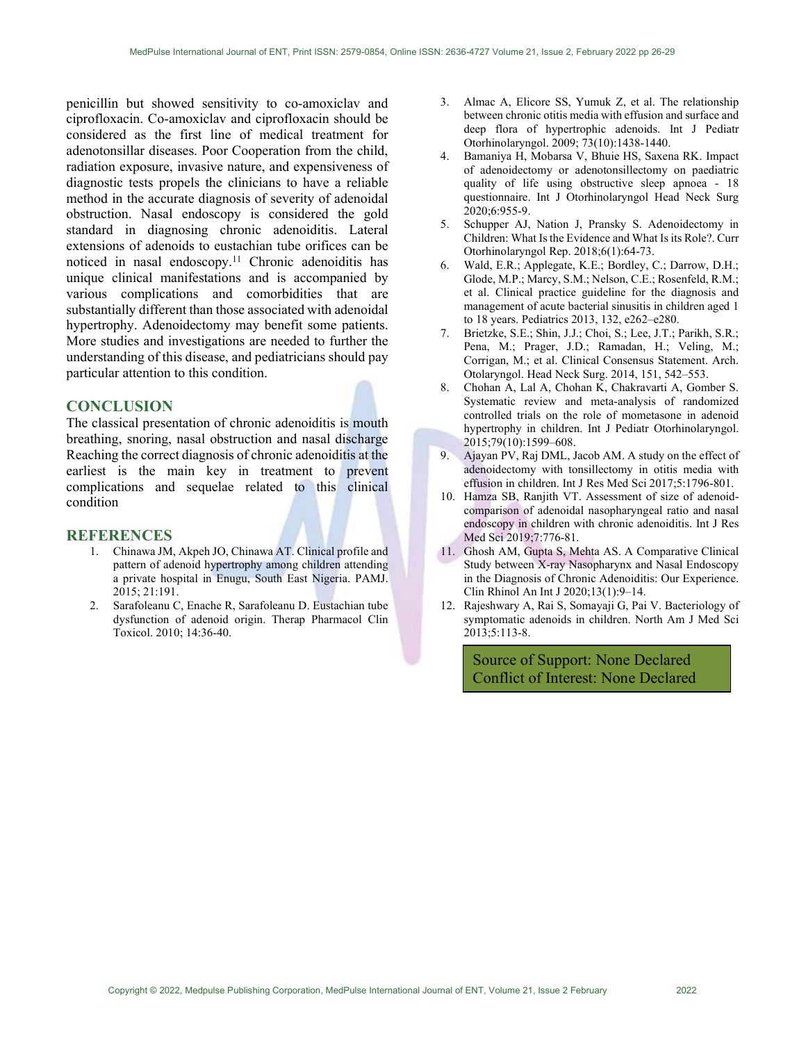penicillin but showed sensitivity to co-amoxiclav and ciprofloxacin. Co-amoxiclav and ciprofloxacin should be considered as the first line of medical treatment for adenotonsillar diseases. Poor Cooperation from the child, radiation exposure, invasive nature, and expensiveness of diagnostic tests propels the clinicians to have a reliable method in the accurate diagnosis of severity of adenoidal obstruction. Nasal endoscopy is considered the gold standard in diagnosing chronic adenoiditis. Lateral extensions of adenoids to eustachian tube orifices can be noticed in nasal endoscopy.[11] Chronic adenoiditis has unique clinical manifestations and is accompanied by various complications and comorbidities that are substantially different than those associated with adenoidal hypertrophy. Adenoidectomy may benefit some patients. More studies and investigations are needed to further the understanding of this disease, and pediatricians should pay particular attention to this condition.

## CONCLUSION

The classical presentation of chronic adenoiditis is mouth breathing, snoring, nasal obstruction and nasal discharge Reaching the correct diagnosis of chronic adenoiditis at the earliest is the main key in treatment to prevent complications and sequelae related to this clinical condition

## REFERENCES

1. Chinawa JM, Akpeh JO, Chinawa AT. Clinical profile and pattern of adenoid hypertrophy among children attending a private hospital in Enugu, South East Nigeria. PAMJ. 2015; 21:191.
2. Sarafoleanu C, Enache R, Sarafoleanu D. Eustachian tube dysfunction of adenoid origin. Therap Pharmacol Clin Toxicol. 2010; 14:36-40.
3. Almac A, Elicore SS, Yumuk Z, et al. The relationship between chronic otitis media with effusion and surface and deep flora of hypertrophic adenoids. Int J Pediatr Otorhinolaryngol. 2009; 73(10):1438-1440.
4. Bamaniya H, Mobarsa V, Bhuie HS, Saxena RK. Impact of adenoidectomy or adenotonsillectomy on paediatric quality of life using obstructive sleep apnoea - 18 questionnaire. Int J Otorhinolaryngol Head Neck Surg 2020;6:955-9.
5. Schupper AJ, Nation J, Pransky S. Adenoidectomy in Children: What Is the Evidence and What Is its Role?. Curr Otorhinolaryngol Rep. 2018;6(1):64-73.
6. Wald, E.R.; Applegate, K.E.; Bordley, C.; Darrow, D.H.; Glode, M.P.; Marcy, S.M.; Nelson, C.E.; Rosenfeld, R.M.; et al. Clinical practice guideline for the diagnosis and management of acute bacterial sinusitis in children aged 1 to 18 years. Pediatrics 2013, 132, e262–e280.
7. Brietzke, S.E.; Shin, J.J.; Choi, S.; Lee, J.T.; Parikh, S.R.; Pena, M.; Prager, J.D.; Ramadan, H.; Veling, M.; Corrigan, M.; et al. Clinical Consensus Statement. Arch. Otolaryngol. Head Neck Surg. 2014, 151, 542–553.
8. Chohan A, Lal A, Chohan K, Chakravarti A, Gomber S. Systematic review and meta-analysis of randomized controlled trials on the role of mometasone in adenoid hypertrophy in children. Int J Pediatr Otorhinolaryngol. 2015;79(10):1599–608.
9. Ajayan PV, Raj DML, Jacob AM. A study on the effect of adenoidectomy with tonsillectomy in otitis media with effusion in children. Int J Res Med Sci 2017;5:1796-801.
10. Hamza SB, Ranjith VT. Assessment of size of adenoid-comparison of adenoidal nasopharyngeal ratio and nasal endoscopy in children with chronic adenoiditis. Int J Res Med Sci 2019;7:776-81.
11. Ghosh AM, Gupta S, Mehta AS. A Comparative Clinical Study between X-ray Nasopharynx and Nasal Endoscopy in the Diagnosis of Chronic Adenoiditis: Our Experience. Clin Rhinol An Int J 2020;13(1):9–14.
12. Rajeshwary A, Rai S, Somayaji G, Pai V. Bacteriology of symptomatic adenoids in children. North Am J Med Sci 2013;5:113-8.

Source of Support: None Declared
Conflict of Interest: None Declared